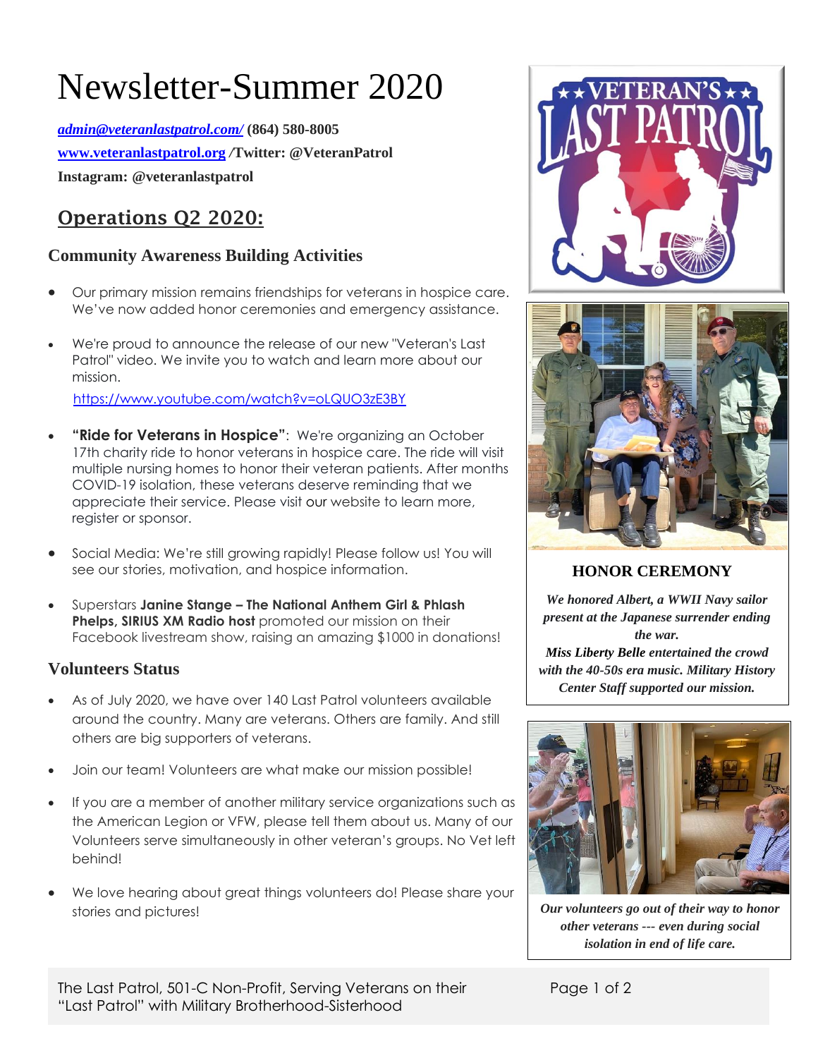# Newsletter-Summer 2020

***admin@veteranlastpatrol.com/*** **(864) 580-8005**

**www.veteranlastpatrol.org /Twitter: @VeteranPatrol**

**Instagram: @veteranlastpatrol**

## Operations Q2 2020:

### Community Awareness Building Activities

- Our primary mission remains friendships for veterans in hospice care. We've now added honor ceremonies and emergency assistance.
- We're proud to announce the release of our new "Veteran's Last Patrol" video. We invite you to watch and learn more about our mission.

  https://www.youtube.com/watch?v=oLQUO3zE3BY
- **"Ride for Veterans in Hospice"**: We're organizing an October 17th charity ride to honor veterans in hospice care. The ride will visit multiple nursing homes to honor their veteran patients. After months COVID-19 isolation, these veterans deserve reminding that we appreciate their service. Please visit our website to learn more, register or sponsor.
- Social Media: We're still growing rapidly! Please follow us! You will see our stories, motivation, and hospice information.
- Superstars **Janine Stange – The National Anthem Girl & Phlash Phelps, SIRIUS XM Radio host** promoted our mission on their Facebook livestream show, raising an amazing $1000 in donations!

### Volunteers Status

- As of July 2020, we have over 140 Last Patrol volunteers available around the country. Many are veterans. Others are family. And still others are big supporters of veterans.
- Join our team! Volunteers are what make our mission possible!
- If you are a member of another military service organizations such as the American Legion or VFW, please tell them about us. Many of our Volunteers serve simultaneously in other veteran's groups. No Vet left behind!
- We love hearing about great things volunteers do! Please share your stories and pictures!

**HONOR CEREMONY**

***We honored Albert, a WWII Navy sailor present at the Japanese surrender ending the war. Miss Liberty Belle entertained the crowd with the 40-50s era music. Military History Center Staff supported our mission.***

***Our volunteers go out of their way to honor other veterans --- even during social isolation in end of life care.***

The Last Patrol, 501-C Non-Profit, Serving Veterans on their "Last Patrol" with Military Brotherhood-Sisterhood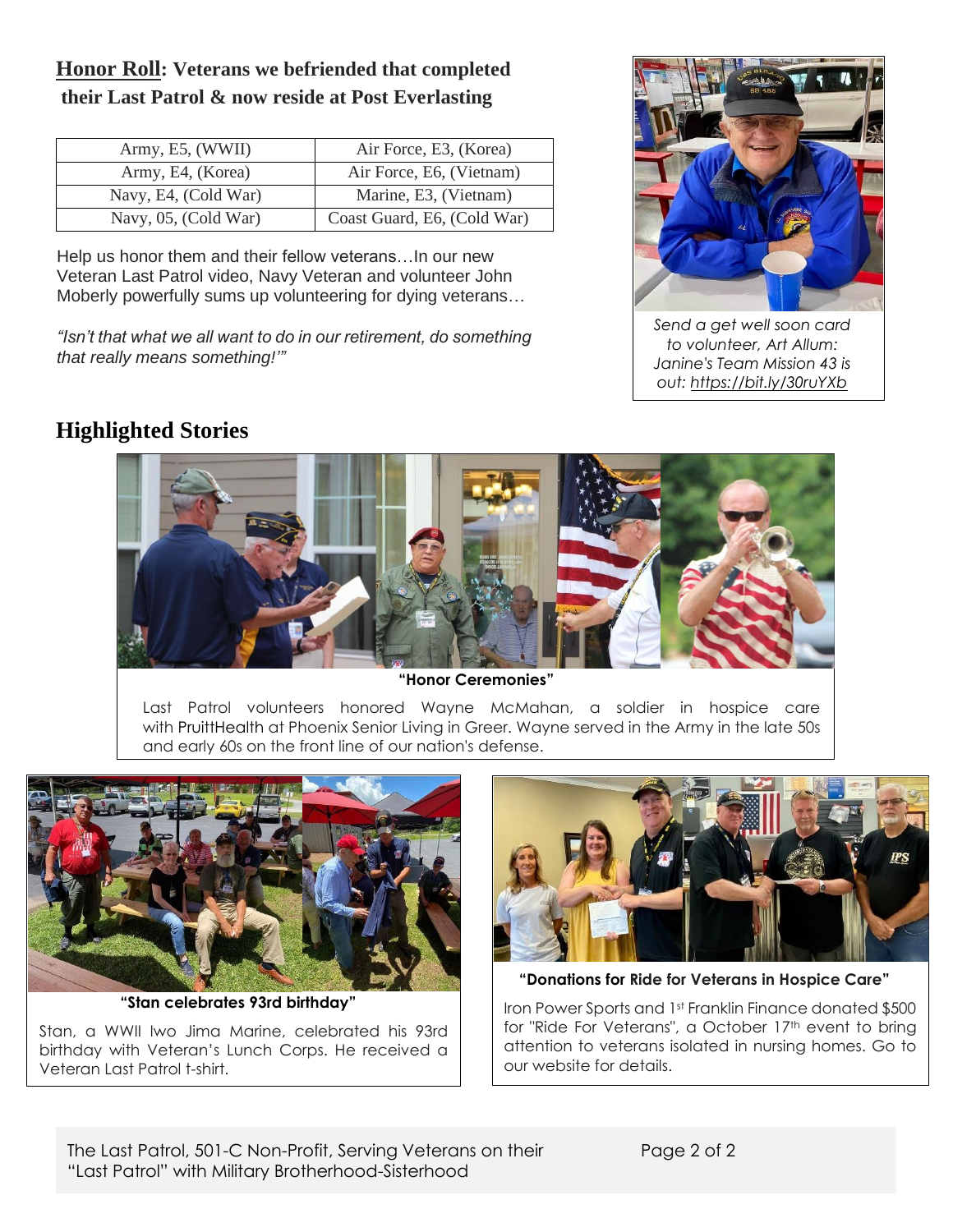## Honor Roll: Veterans we befriended that completed their Last Patrol & now reside at Post Everlasting

| | |
|---|---|
| Army, E5, (WWII) | Air Force, E3, (Korea) |
| Army, E4, (Korea) | Air Force, E6, (Vietnam) |
| Navy, E4, (Cold War) | Marine, E3, (Vietnam) |
| Navy, 05, (Cold War) | Coast Guard, E6, (Cold War) |

Help us honor them and their fellow veterans…In our new Veteran Last Patrol video, Navy Veteran and volunteer John Moberly powerfully sums up volunteering for dying veterans…

*"Isn't that what we all want to do in our retirement, do something that really means something!'"*

*Send a get well soon card to volunteer, Art Allum: Janine's Team Mission 43 is out: https://bit.ly/30ruYXb*

## Highlighted Stories

**"Honor Ceremonies"**

Last Patrol volunteers honored Wayne McMahan, a soldier in hospice care with PruittHealth at Phoenix Senior Living in Greer. Wayne served in the Army in the late 50s and early 60s on the front line of our nation's defense.

**"Stan celebrates 93rd birthday"**

Stan, a WWII Iwo Jima Marine, celebrated his 93rd birthday with Veteran's Lunch Corps. He received a Veteran Last Patrol t-shirt.

**"Donations for Ride for Veterans in Hospice Care"**

Iron Power Sports and 1st Franklin Finance donated $500 for "Ride For Veterans", a October 17th event to bring attention to veterans isolated in nursing homes. Go to our website for details.

The Last Patrol, 501-C Non-Profit, Serving Veterans on their "Last Patrol" with Military Brotherhood-Sisterhood